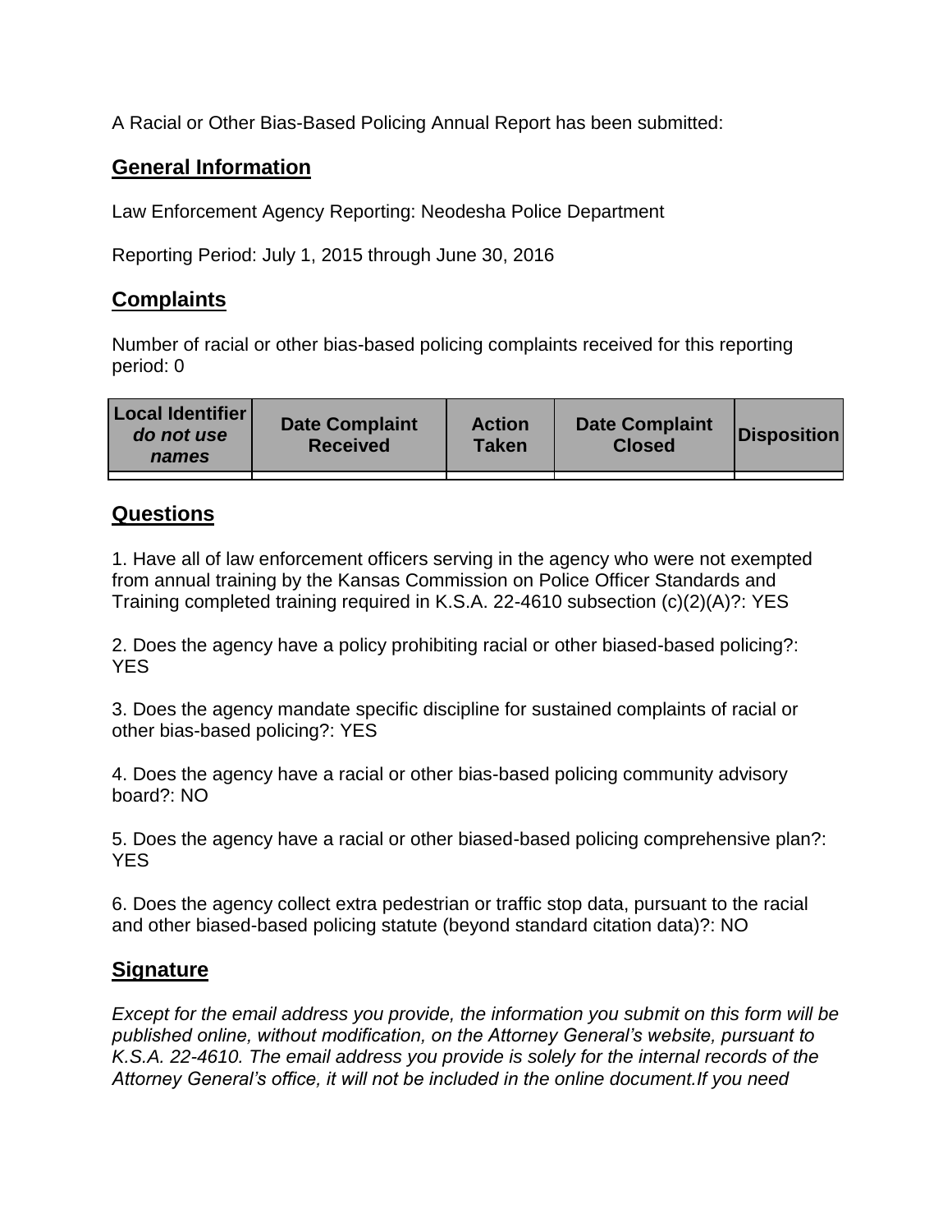A Racial or Other Bias-Based Policing Annual Report has been submitted:

## General Information

Law Enforcement Agency Reporting: Neodesha Police Department

Reporting Period: July 1, 2015 through June 30, 2016

## Complaints

Number of racial or other bias-based policing complaints received for this reporting period: 0

| **Local Identifier** ***do not use names*** | **Date Complaint Received** | **Action Taken** | **Date Complaint Closed** | **Disposition** |
|---|---|---|---|---|
| | | | | |

## Questions

1. Have all of law enforcement officers serving in the agency who were not exempted from annual training by the Kansas Commission on Police Officer Standards and Training completed training required in K.S.A. 22-4610 subsection (c)(2)(A)?: YES

2. Does the agency have a policy prohibiting racial or other biased-based policing?: YES

3. Does the agency mandate specific discipline for sustained complaints of racial or other bias-based policing?: YES

4. Does the agency have a racial or other bias-based policing community advisory board?: NO

5. Does the agency have a racial or other biased-based policing comprehensive plan?: YES

6. Does the agency collect extra pedestrian or traffic stop data, pursuant to the racial and other biased-based policing statute (beyond standard citation data)?: NO

## Signature

*Except for the email address you provide, the information you submit on this form will be published online, without modification, on the Attorney General's website, pursuant to K.S.A. 22-4610. The email address you provide is solely for the internal records of the Attorney General's office, it will not be included in the online document.If you need*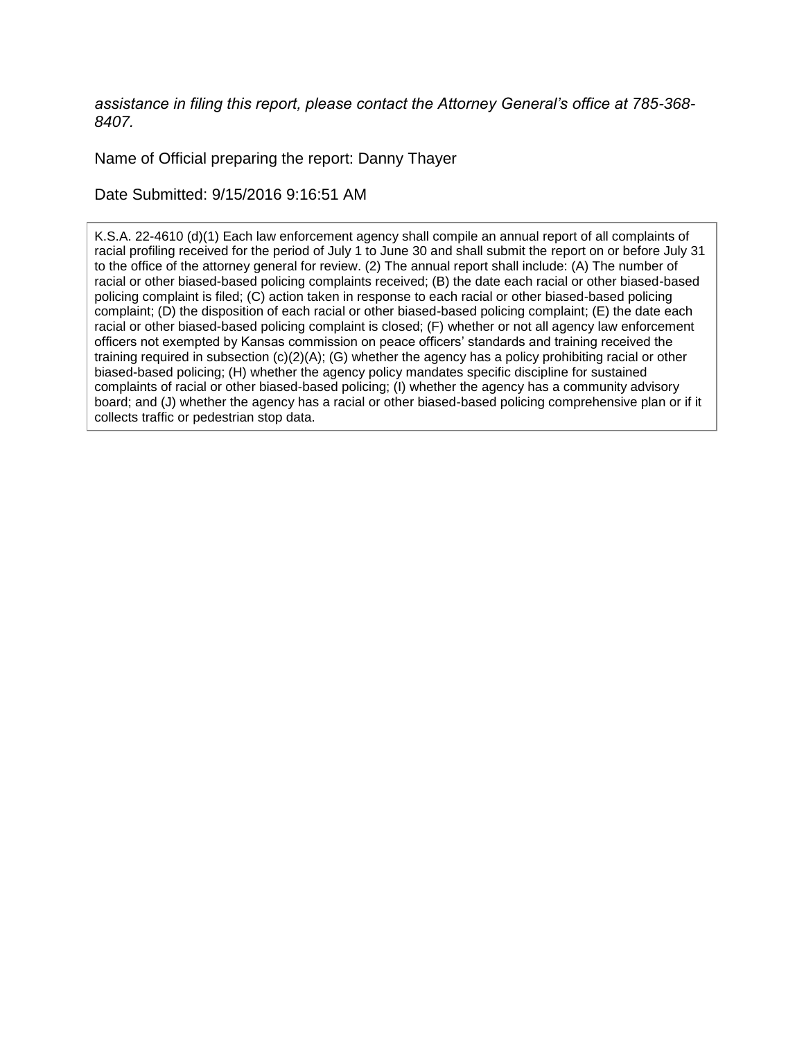*assistance in filing this report, please contact the Attorney General's office at 785-368-8407.*

Name of Official preparing the report: Danny Thayer

Date Submitted: 9/15/2016 9:16:51 AM

K.S.A. 22-4610 (d)(1) Each law enforcement agency shall compile an annual report of all complaints of racial profiling received for the period of July 1 to June 30 and shall submit the report on or before July 31 to the office of the attorney general for review. (2) The annual report shall include: (A) The number of racial or other biased-based policing complaints received; (B) the date each racial or other biased-based policing complaint is filed; (C) action taken in response to each racial or other biased-based policing complaint; (D) the disposition of each racial or other biased-based policing complaint; (E) the date each racial or other biased-based policing complaint is closed; (F) whether or not all agency law enforcement officers not exempted by Kansas commission on peace officers' standards and training received the training required in subsection (c)(2)(A); (G) whether the agency has a policy prohibiting racial or other biased-based policing; (H) whether the agency policy mandates specific discipline for sustained complaints of racial or other biased-based policing; (I) whether the agency has a community advisory board; and (J) whether the agency has a racial or other biased-based policing comprehensive plan or if it collects traffic or pedestrian stop data.